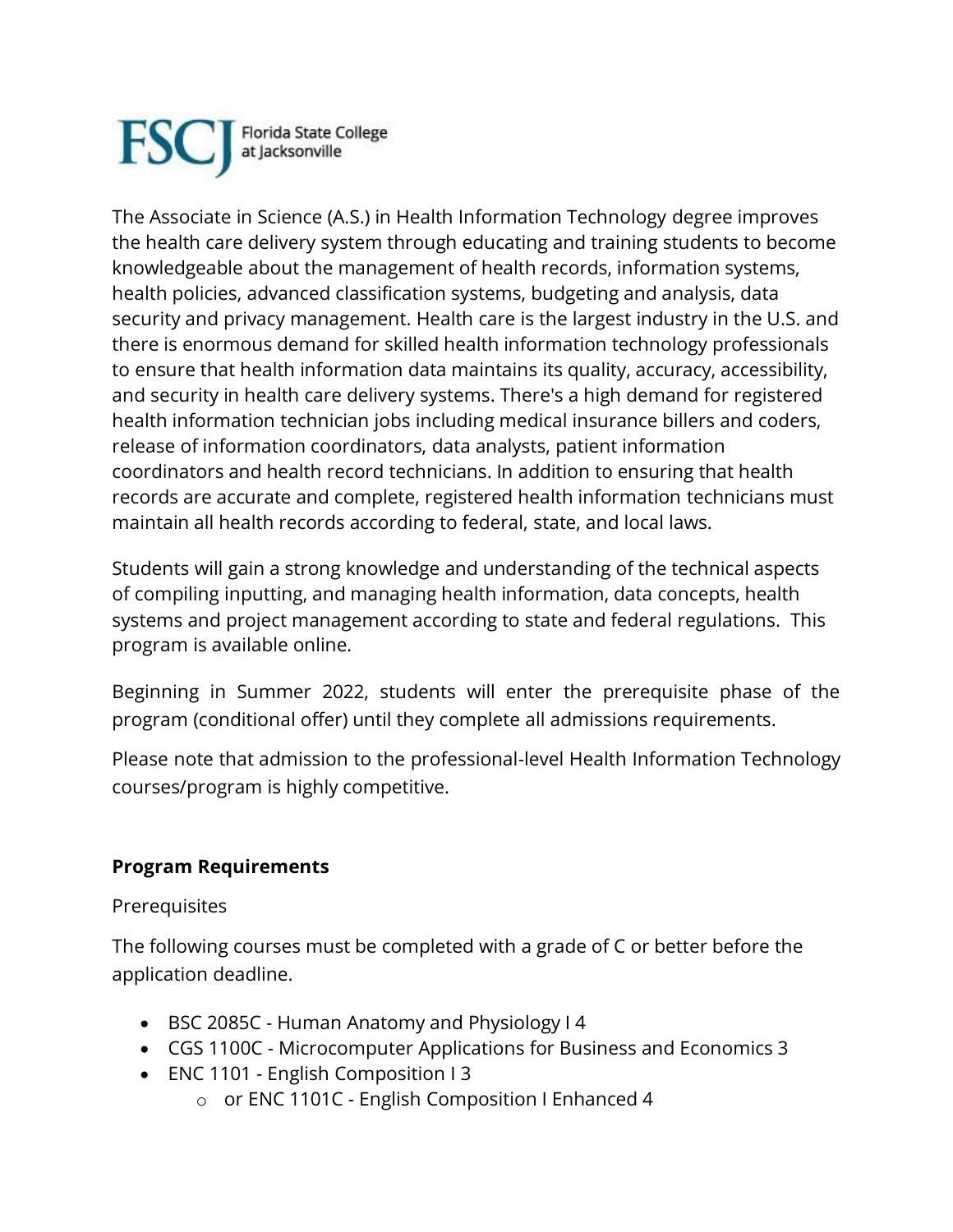FSCJ Florida State College at Jacksonville

The Associate in Science (A.S.) in Health Information Technology degree improves the health care delivery system through educating and training students to become knowledgeable about the management of health records, information systems, health policies, advanced classification systems, budgeting and analysis, data security and privacy management. Health care is the largest industry in the U.S. and there is enormous demand for skilled health information technology professionals to ensure that health information data maintains its quality, accuracy, accessibility, and security in health care delivery systems. There's a high demand for registered health information technician jobs including medical insurance billers and coders, release of information coordinators, data analysts, patient information coordinators and health record technicians. In addition to ensuring that health records are accurate and complete, registered health information technicians must maintain all health records according to federal, state, and local laws.

Students will gain a strong knowledge and understanding of the technical aspects of compiling inputting, and managing health information, data concepts, health systems and project management according to state and federal regulations. This program is available online.

Beginning in Summer 2022, students will enter the prerequisite phase of the program (conditional offer) until they complete all admissions requirements.

Please note that admission to the professional-level Health Information Technology courses/program is highly competitive.

**Program Requirements**

Prerequisites

The following courses must be completed with a grade of C or better before the application deadline.

- BSC 2085C - Human Anatomy and Physiology I 4
- CGS 1100C - Microcomputer Applications for Business and Economics 3
- ENC 1101 - English Composition I 3
    - or ENC 1101C - English Composition I Enhanced 4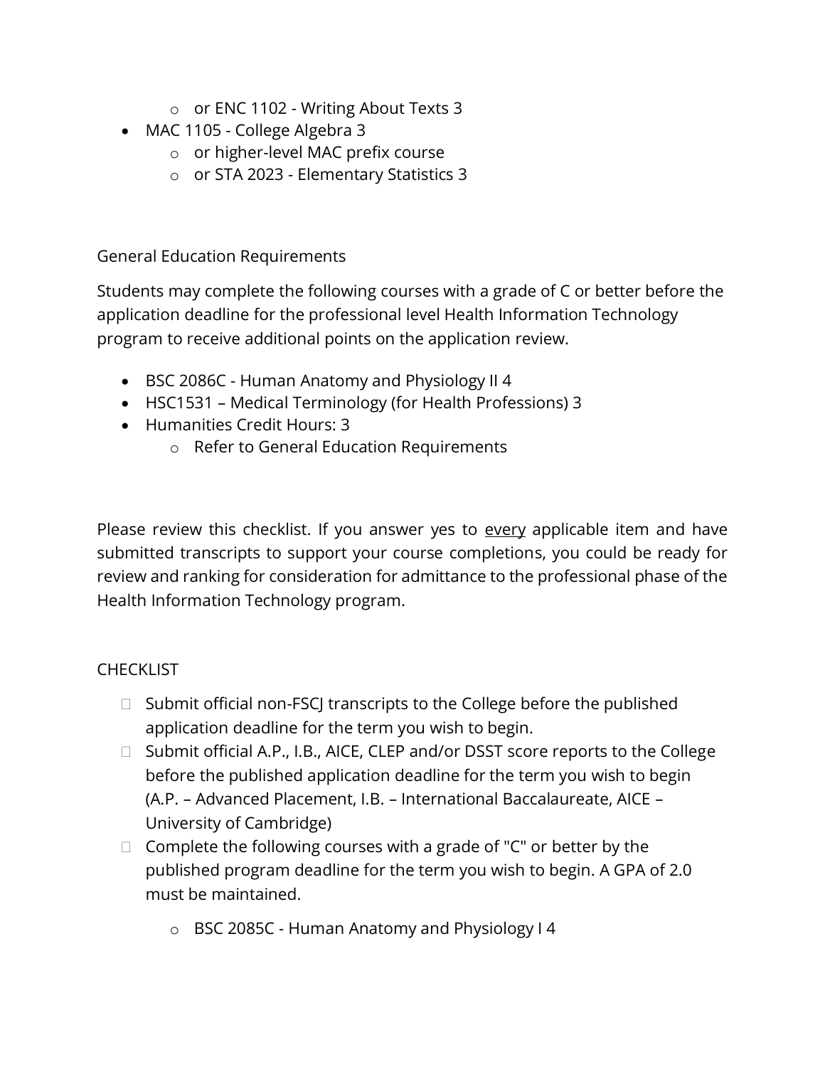- or ENC 1102 - Writing About Texts 3
- MAC 1105 - College Algebra 3
    - or higher-level MAC prefix course
    - or STA 2023 - Elementary Statistics 3

General Education Requirements

Students may complete the following courses with a grade of C or better before the application deadline for the professional level Health Information Technology program to receive additional points on the application review.

- BSC 2086C - Human Anatomy and Physiology II 4
- HSC1531 – Medical Terminology (for Health Professions) 3
- Humanities Credit Hours: 3
    - Refer to General Education Requirements

Please review this checklist. If you answer yes to <u>every</u> applicable item and have submitted transcripts to support your course completions, you could be ready for review and ranking for consideration for admittance to the professional phase of the Health Information Technology program.

CHECKLIST

- [ ] Submit official non-FSCJ transcripts to the College before the published application deadline for the term you wish to begin.
- [ ] Submit official A.P., I.B., AICE, CLEP and/or DSST score reports to the College before the published application deadline for the term you wish to begin (A.P. – Advanced Placement, I.B. – International Baccalaureate, AICE – University of Cambridge)
- [ ] Complete the following courses with a grade of "C" or better by the published program deadline for the term you wish to begin. A GPA of 2.0 must be maintained.
    - BSC 2085C - Human Anatomy and Physiology I 4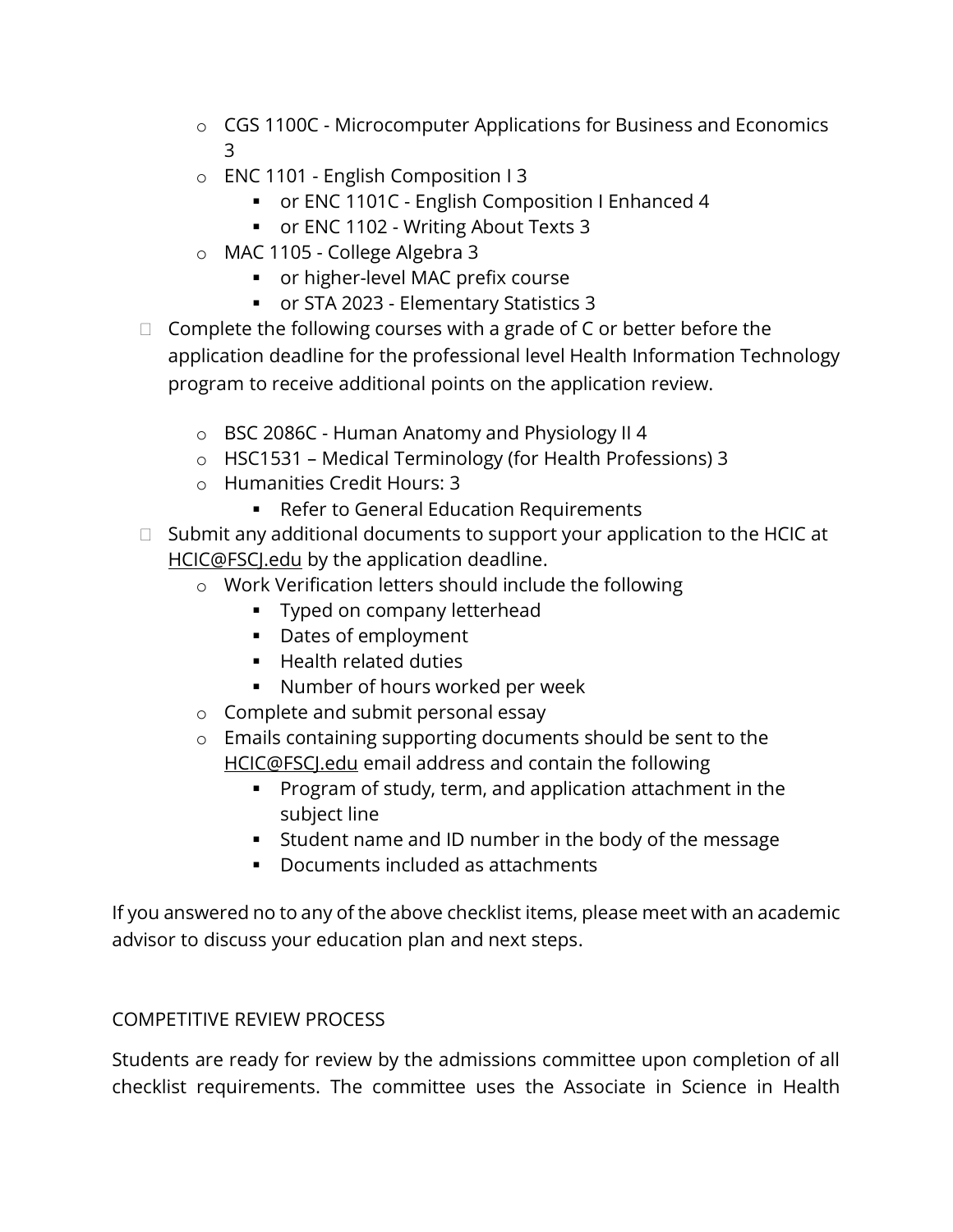- CGS 1100C - Microcomputer Applications for Business and Economics 3
    - ENC 1101 - English Composition I 3
        - or ENC 1101C - English Composition I Enhanced 4
        - or ENC 1102 - Writing About Texts 3
    - MAC 1105 - College Algebra 3
        - or higher-level MAC prefix course
        - or STA 2023 - Elementary Statistics 3
- Complete the following courses with a grade of C or better before the application deadline for the professional level Health Information Technology program to receive additional points on the application review.
    - BSC 2086C - Human Anatomy and Physiology II 4
    - HSC1531 – Medical Terminology (for Health Professions) 3
    - Humanities Credit Hours: 3
        - Refer to General Education Requirements
- Submit any additional documents to support your application to the HCIC at HCIC@FSCJ.edu by the application deadline.
    - Work Verification letters should include the following
        - Typed on company letterhead
        - Dates of employment
        - Health related duties
        - Number of hours worked per week
    - Complete and submit personal essay
    - Emails containing supporting documents should be sent to the HCIC@FSCJ.edu email address and contain the following
        - Program of study, term, and application attachment in the subject line
        - Student name and ID number in the body of the message
        - Documents included as attachments

If you answered no to any of the above checklist items, please meet with an academic advisor to discuss your education plan and next steps.

## COMPETITIVE REVIEW PROCESS

Students are ready for review by the admissions committee upon completion of all checklist requirements. The committee uses the Associate in Science in Health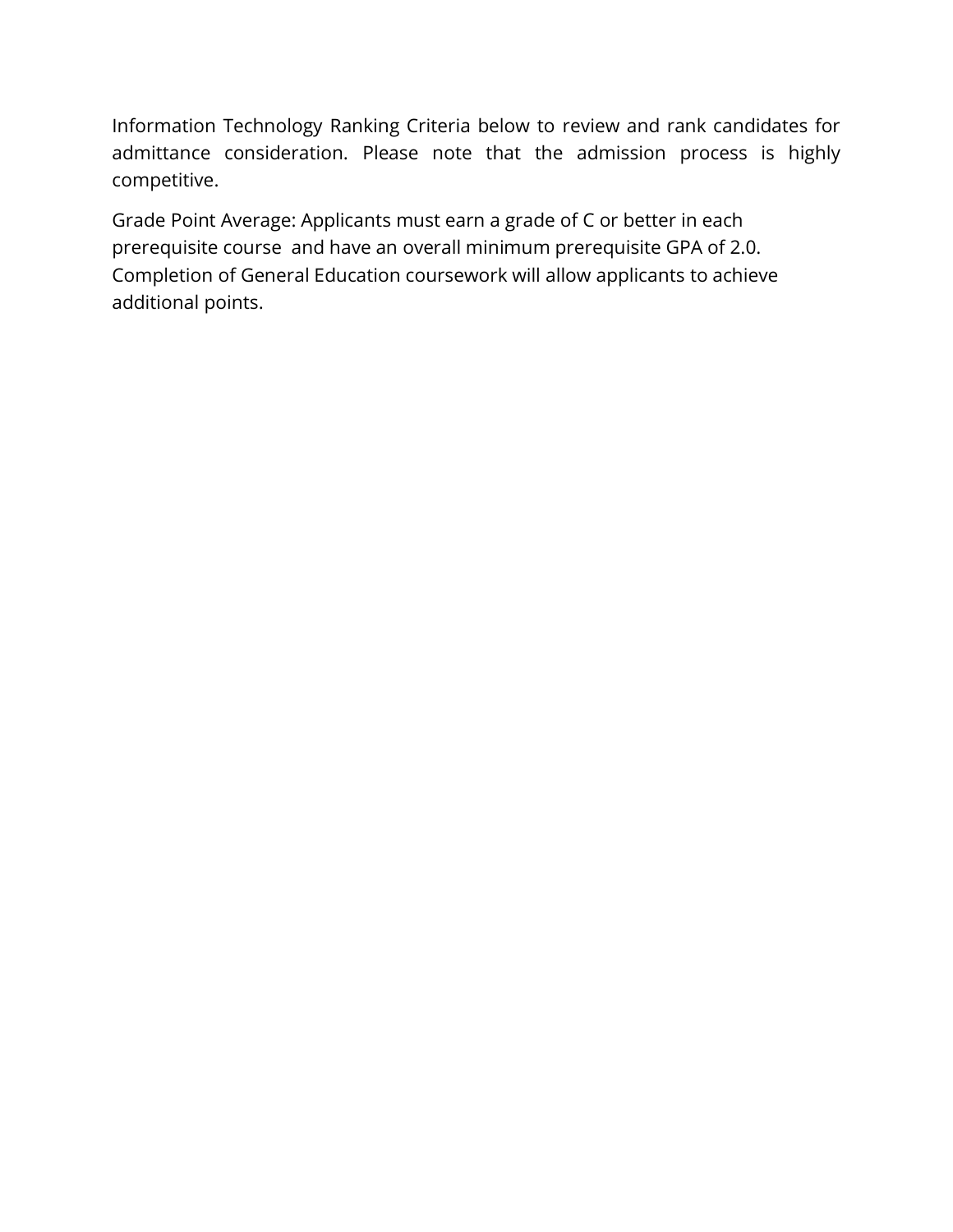Information Technology Ranking Criteria below to review and rank candidates for admittance consideration. Please note that the admission process is highly competitive.

Grade Point Average: Applicants must earn a grade of C or better in each prerequisite course and have an overall minimum prerequisite GPA of 2.0. Completion of General Education coursework will allow applicants to achieve additional points.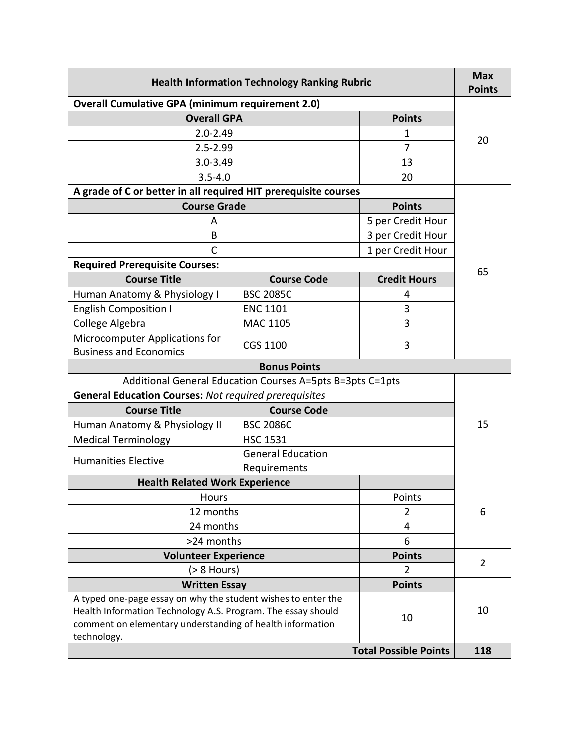| Health Information Technology Ranking Rubric | | | Max Points |
|---|---|---|---|
| **Overall Cumulative GPA (minimum requirement 2.0)** | | | 20 |
| **Overall GPA** | | **Points** | |
| 2.0-2.49 | | 1 | |
| 2.5-2.99 | | 7 | |
| 3.0-3.49 | | 13 | |
| 3.5-4.0 | | 20 | |
| **A grade of C or better in all required HIT prerequisite courses** | | | 65 |
| **Course Grade** | | **Points** | |
| A | | 5 per Credit Hour | |
| B | | 3 per Credit Hour | |
| C | | 1 per Credit Hour | |
| **Required Prerequisite Courses:** | | | |
| **Course Title** | **Course Code** | **Credit Hours** | |
| Human Anatomy & Physiology I | BSC 2085C | 4 | |
| English Composition I | ENC 1101 | 3 | |
| College Algebra | MAC 1105 | 3 | |
| Microcomputer Applications for Business and Economics | CGS 1100 | 3 | |
| **Bonus Points** | | | |
| Additional General Education Courses A=5pts B=3pts C=1pts | | | 15 |
| **General Education Courses:** *Not required prerequisites* | | | |
| **Course Title** | **Course Code** | | |
| Human Anatomy & Physiology II | BSC 2086C | | |
| Medical Terminology | HSC 1531 | | |
| Humanities Elective | General Education Requirements | | |
| **Health Related Work Experience** | | | 6 |
| Hours | | Points | |
| 12 months | | 2 | |
| 24 months | | 4 | |
| >24 months | | 6 | |
| **Volunteer Experience** | | **Points** | 2 |
| (> 8 Hours) | | 2 | |
| **Written Essay** | | **Points** | 10 |
| A typed one-page essay on why the student wishes to enter the Health Information Technology A.S. Program. The essay should comment on elementary understanding of health information technology. | | 10 | |
| | | **Total Possible Points** | **118** |